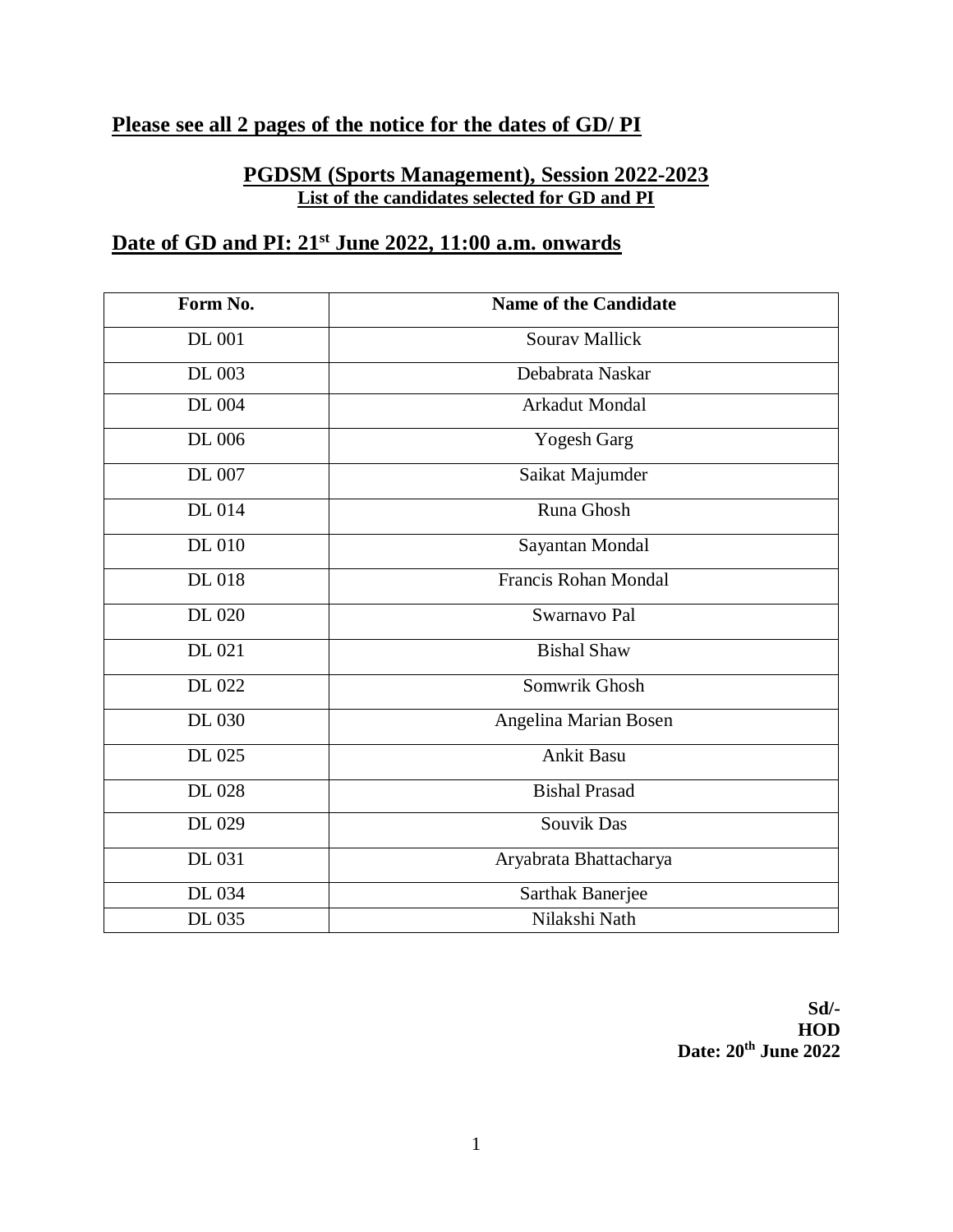**Please see all 2 pages of the notice for the dates of GD/ PI**

## PGDSM (Sports Management), Session 2022-2023

**List of the candidates selected for GD and PI**

## Date of GD and PI: 21st June 2022, 11:00 a.m. onwards

| Form No. | Name of the Candidate |
|---|---|
| DL 001 | Sourav Mallick |
| DL 003 | Debabrata Naskar |
| DL 004 | Arkadut Mondal |
| DL 006 | Yogesh Garg |
| DL 007 | Saikat Majumder |
| DL 014 | Runa Ghosh |
| DL 010 | Sayantan Mondal |
| DL 018 | Francis Rohan Mondal |
| DL 020 | Swarnavo Pal |
| DL 021 | Bishal Shaw |
| DL 022 | Somwrik Ghosh |
| DL 030 | Angelina Marian Bosen |
| DL 025 | Ankit Basu |
| DL 028 | Bishal Prasad |
| DL 029 | Souvik Das |
| DL 031 | Aryabrata Bhattacharya |
| DL 034 | Sarthak Banerjee |
| DL 035 | Nilakshi Nath |

**Sd/-**
**HOD**
**Date: 20th June 2022**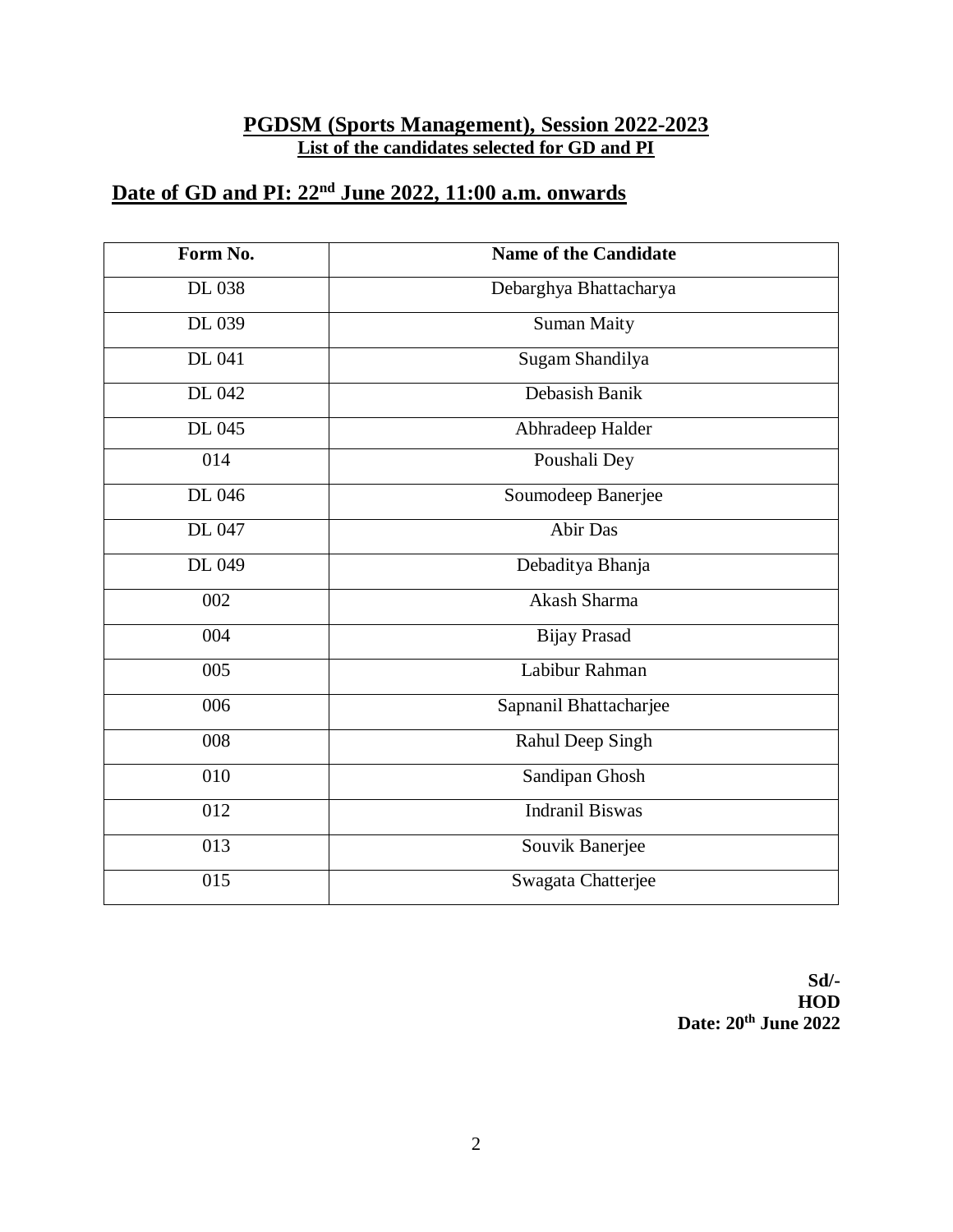## PGDSM (Sports Management), Session 2022-2023

**List of the candidates selected for GD and PI**

## Date of GD and PI: 22nd June 2022, 11:00 a.m. onwards

| Form No. | Name of the Candidate |
|---|---|
| DL 038 | Debarghya Bhattacharya |
| DL 039 | Suman Maity |
| DL 041 | Sugam Shandilya |
| DL 042 | Debasish Banik |
| DL 045 | Abhradeep Halder |
| 014 | Poushali Dey |
| DL 046 | Soumodeep Banerjee |
| DL 047 | Abir Das |
| DL 049 | Debaditya Bhanja |
| 002 | Akash Sharma |
| 004 | Bijay Prasad |
| 005 | Labibur Rahman |
| 006 | Sapnanil Bhattacharjee |
| 008 | Rahul Deep Singh |
| 010 | Sandipan Ghosh |
| 012 | Indranil Biswas |
| 013 | Souvik Banerjee |
| 015 | Swagata Chatterjee |

**Sd/-**
**HOD**
**Date: 20th June 2022**